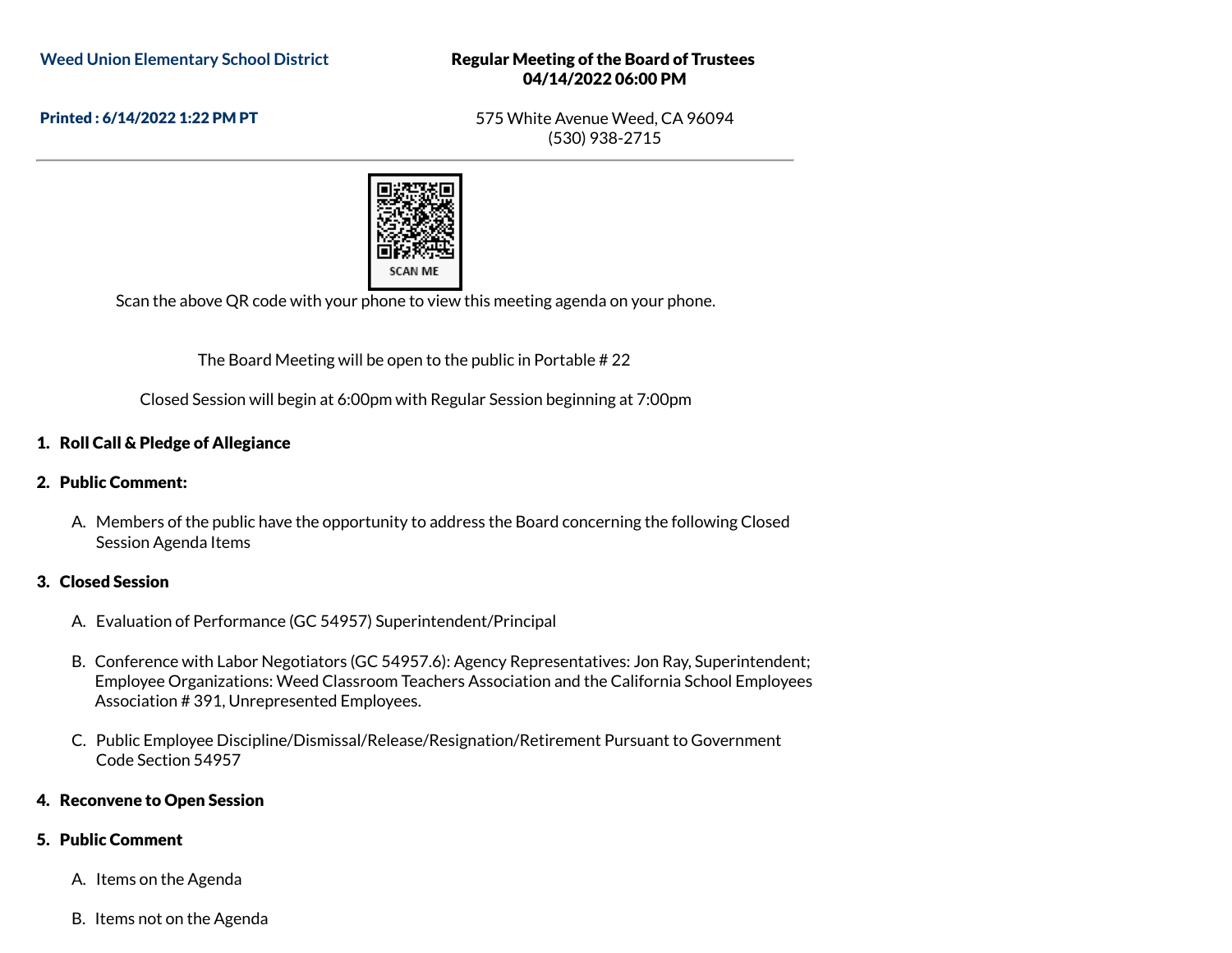**Weed Union Elementary School District**

**Printed : 6/14/2022 1:22 PM PT**

**Regular Meeting of the Board of Trustees**
**04/14/2022 06:00 PM**

575 White Avenue Weed, CA 96094
(530) 938-2715

SCAN ME

Scan the above QR code with your phone to view this meeting agenda on your phone.

The Board Meeting will be open to the public in Portable # 22

Closed Session will begin at 6:00pm with Regular Session beginning at 7:00pm

**1. Roll Call & Pledge of Allegiance**

**2. Public Comment:**

A. Members of the public have the opportunity to address the Board concerning the following Closed Session Agenda Items

**3. Closed Session**

A. Evaluation of Performance (GC 54957) Superintendent/Principal

B. Conference with Labor Negotiators (GC 54957.6): Agency Representatives: Jon Ray, Superintendent; Employee Organizations: Weed Classroom Teachers Association and the California School Employees Association # 391, Unrepresented Employees.

C. Public Employee Discipline/Dismissal/Release/Resignation/Retirement Pursuant to Government Code Section 54957

**4. Reconvene to Open Session**

**5. Public Comment**

A. Items on the Agenda

B. Items not on the Agenda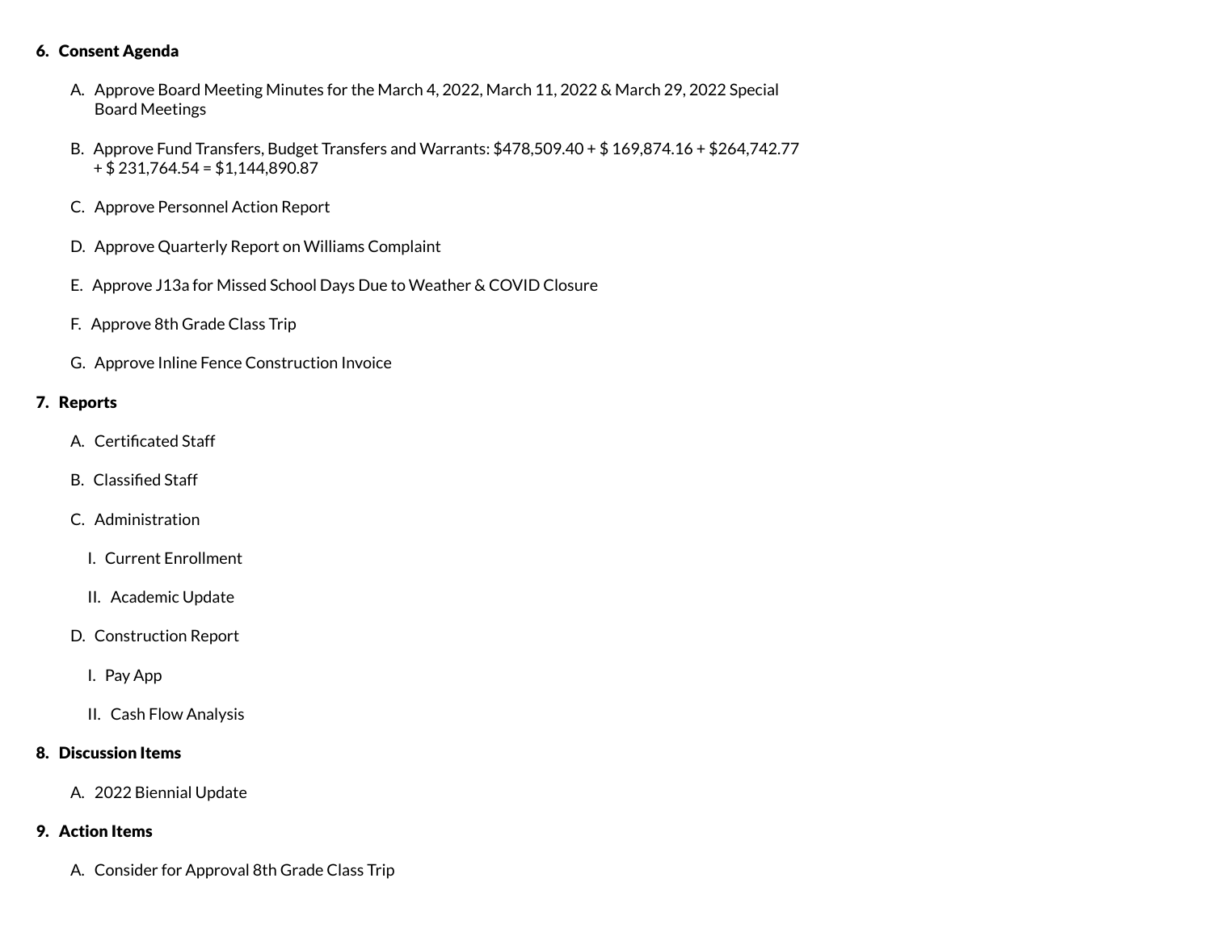6. **Consent Agenda**

   A. Approve Board Meeting Minutes for the March 4, 2022, March 11, 2022 & March 29, 2022 Special Board Meetings

   B. Approve Fund Transfers, Budget Transfers and Warrants: $478,509.40 + $ 169,874.16 + $264,742.77 + $ 231,764.54 = $1,144,890.87

   C. Approve Personnel Action Report

   D. Approve Quarterly Report on Williams Complaint

   E. Approve J13a for Missed School Days Due to Weather & COVID Closure

   F. Approve 8th Grade Class Trip

   G. Approve Inline Fence Construction Invoice

7. **Reports**

   A. Certificated Staff

   B. Classified Staff

   C. Administration

      I. Current Enrollment

      II. Academic Update

   D. Construction Report

      I. Pay App

      II. Cash Flow Analysis

8. **Discussion Items**

   A. 2022 Biennial Update

9. **Action Items**

   A. Consider for Approval 8th Grade Class Trip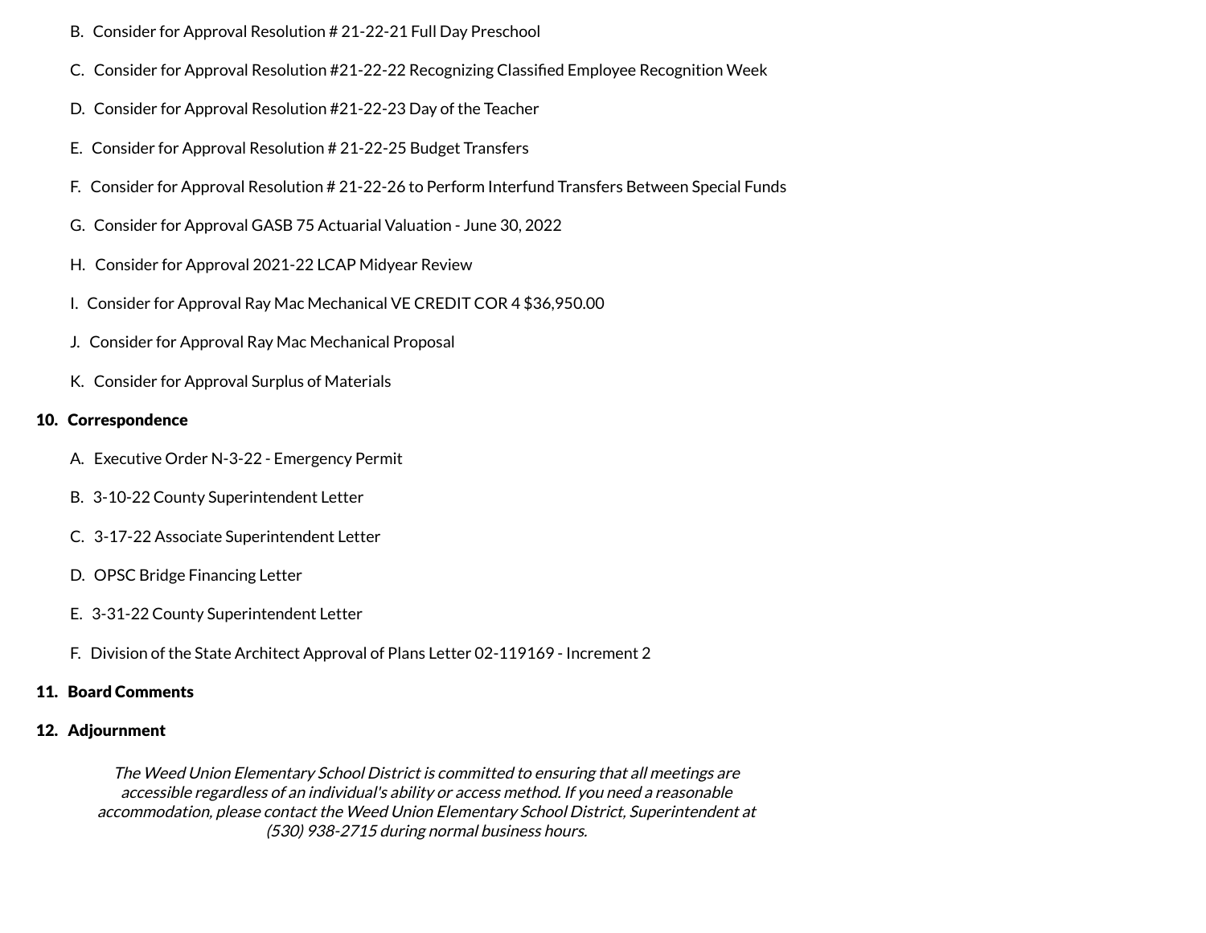B. Consider for Approval Resolution # 21-22-21 Full Day Preschool

C. Consider for Approval Resolution #21-22-22 Recognizing Classified Employee Recognition Week

D. Consider for Approval Resolution #21-22-23 Day of the Teacher

E. Consider for Approval Resolution # 21-22-25 Budget Transfers

F. Consider for Approval Resolution # 21-22-26 to Perform Interfund Transfers Between Special Funds

G. Consider for Approval GASB 75 Actuarial Valuation - June 30, 2022

H. Consider for Approval 2021-22 LCAP Midyear Review

I. Consider for Approval Ray Mac Mechanical VE CREDIT COR 4 $36,950.00

J. Consider for Approval Ray Mac Mechanical Proposal

K. Consider for Approval Surplus of Materials

**10. Correspondence**

A. Executive Order N-3-22 - Emergency Permit

B. 3-10-22 County Superintendent Letter

C. 3-17-22 Associate Superintendent Letter

D. OPSC Bridge Financing Letter

E. 3-31-22 County Superintendent Letter

F. Division of the State Architect Approval of Plans Letter 02-119169 - Increment 2

**11. Board Comments**

**12. Adjournment**

*The Weed Union Elementary School District is committed to ensuring that all meetings are accessible regardless of an individual's ability or access method. If you need a reasonable accommodation, please contact the Weed Union Elementary School District, Superintendent at (530) 938-2715 during normal business hours.*